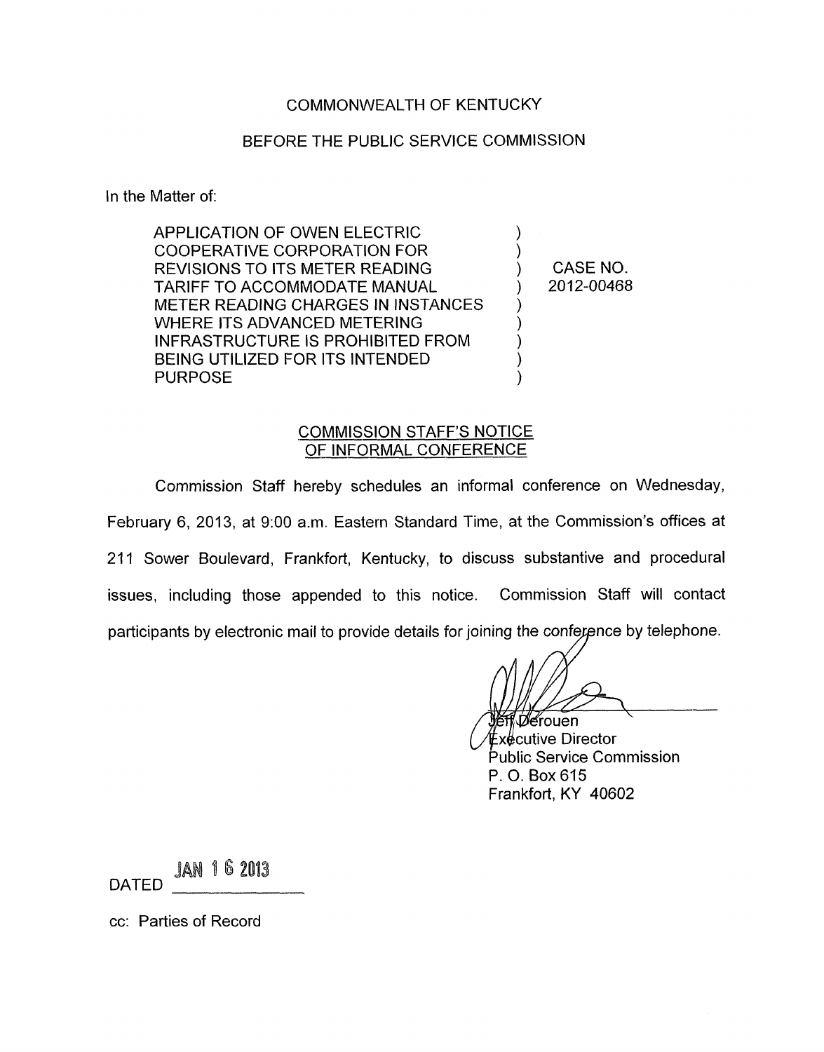COMMONWEALTH OF KENTUCKY

BEFORE THE PUBLIC SERVICE COMMISSION

In the Matter of:

| | | |
|---|---|---|
| APPLICATION OF OWEN ELECTRIC COOPERATIVE CORPORATION FOR REVISIONS TO ITS METER READING TARIFF TO ACCOMMODATE MANUAL METER READING CHARGES IN INSTANCES WHERE ITS ADVANCED METERING INFRASTRUCTURE IS PROHIBITED FROM BEING UTILIZED FOR ITS INTENDED PURPOSE | ) | CASE NO. 2012-00468 |

## COMMISSION STAFF'S NOTICE OF INFORMAL CONFERENCE

Commission Staff hereby schedules an informal conference on Wednesday, February 6, 2013, at 9:00 a.m. Eastern Standard Time, at the Commission's offices at 211 Sower Boulevard, Frankfort, Kentucky, to discuss substantive and procedural issues, including those appended to this notice. Commission Staff will contact participants by electronic mail to provide details for joining the conference by telephone.

Jeff Derouen
Executive Director
Public Service Commission
P. O. Box 615
Frankfort, KY 40602

DATED JAN 16 2013

cc: Parties of Record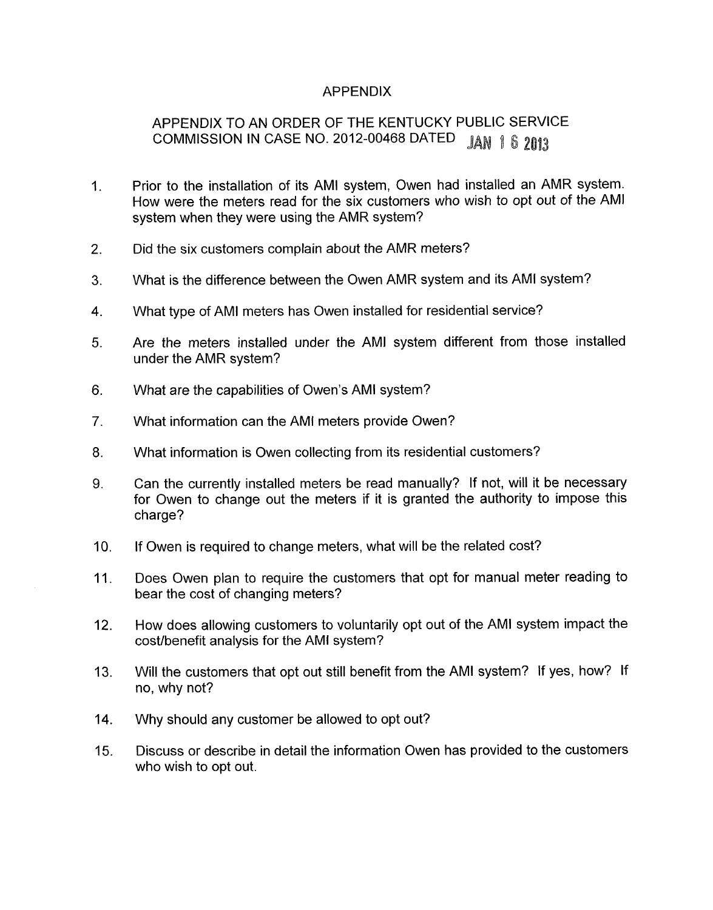# APPENDIX

## APPENDIX TO AN ORDER OF THE KENTUCKY PUBLIC SERVICE COMMISSION IN CASE NO. 2012-00468 DATED JAN 16 2013

1. Prior to the installation of its AMI system, Owen had installed an AMR system. How were the meters read for the six customers who wish to opt out of the AMI system when they were using the AMR system?

2. Did the six customers complain about the AMR meters?

3. What is the difference between the Owen AMR system and its AMI system?

4. What type of AMI meters has Owen installed for residential service?

5. Are the meters installed under the AMI system different from those installed under the AMR system?

6. What are the capabilities of Owen's AMI system?

7. What information can the AMI meters provide Owen?

8. What information is Owen collecting from its residential customers?

9. Can the currently installed meters be read manually? If not, will it be necessary for Owen to change out the meters if it is granted the authority to impose this charge?

10. If Owen is required to change meters, what will be the related cost?

11. Does Owen plan to require the customers that opt for manual meter reading to bear the cost of changing meters?

12. How does allowing customers to voluntarily opt out of the AMI system impact the cost/benefit analysis for the AMI system?

13. Will the customers that opt out still benefit from the AMI system? If yes, how? If no, why not?

14. Why should any customer be allowed to opt out?

15. Discuss or describe in detail the information Owen has provided to the customers who wish to opt out.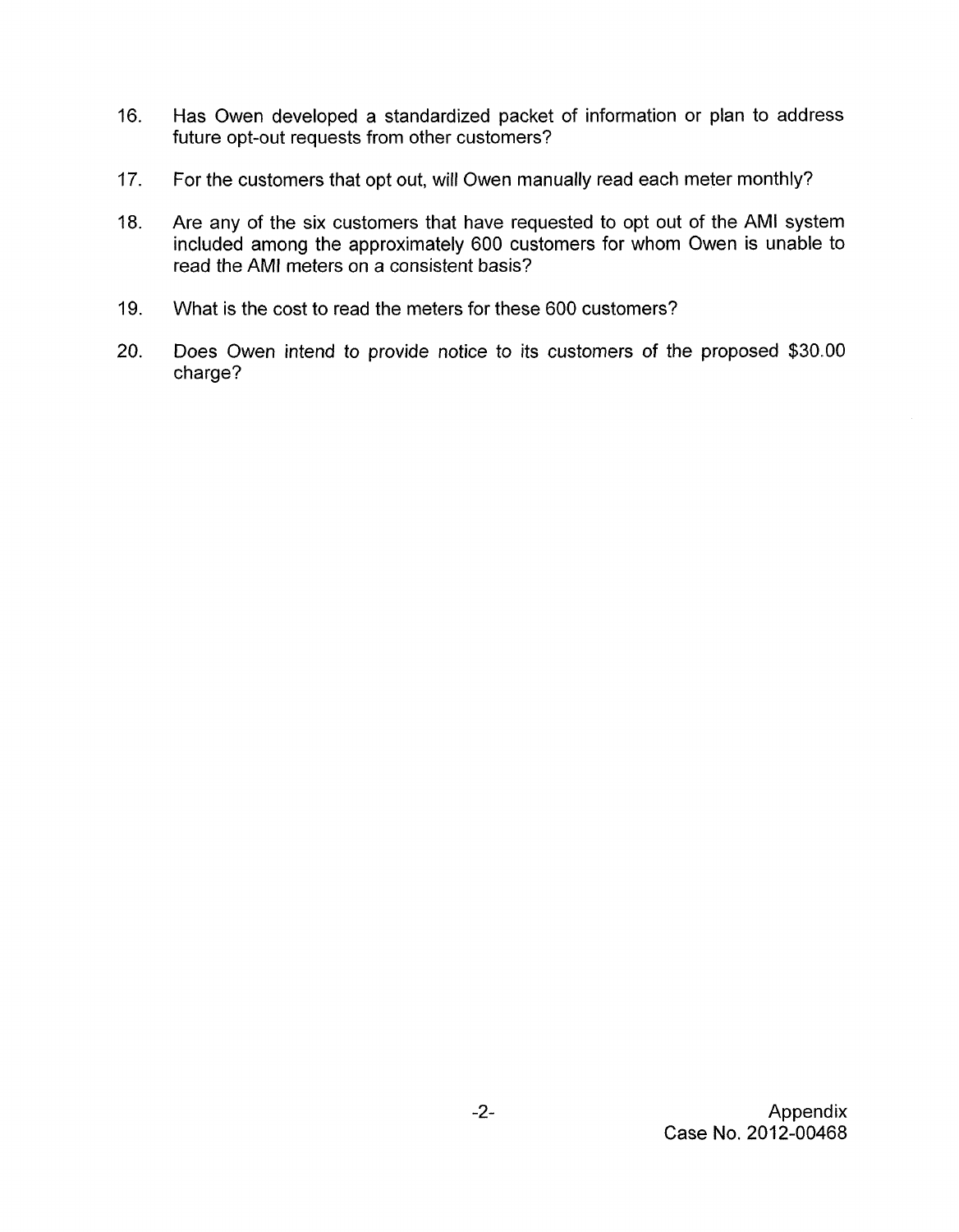16. Has Owen developed a standardized packet of information or plan to address future opt-out requests from other customers?

17. For the customers that opt out, will Owen manually read each meter monthly?

18. Are any of the six customers that have requested to opt out of the AMI system included among the approximately 600 customers for whom Owen is unable to read the AMI meters on a consistent basis?

19. What is the cost to read the meters for these 600 customers?

20. Does Owen intend to provide notice to its customers of the proposed $30.00 charge?

Appendix
Case No. 2012-00468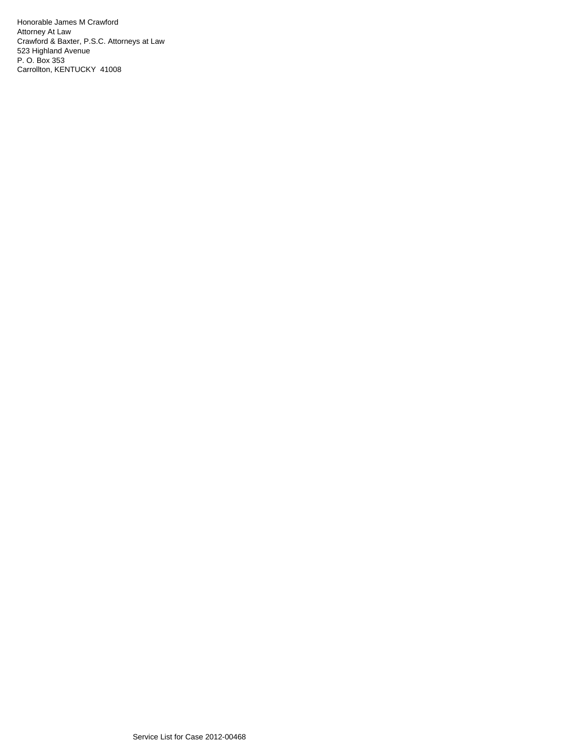Honorable James M Crawford
Attorney At Law
Crawford & Baxter, P.S.C. Attorneys at Law
523 Highland Avenue
P. O. Box 353
Carrollton, KENTUCKY 41008

Service List for Case 2012-00468